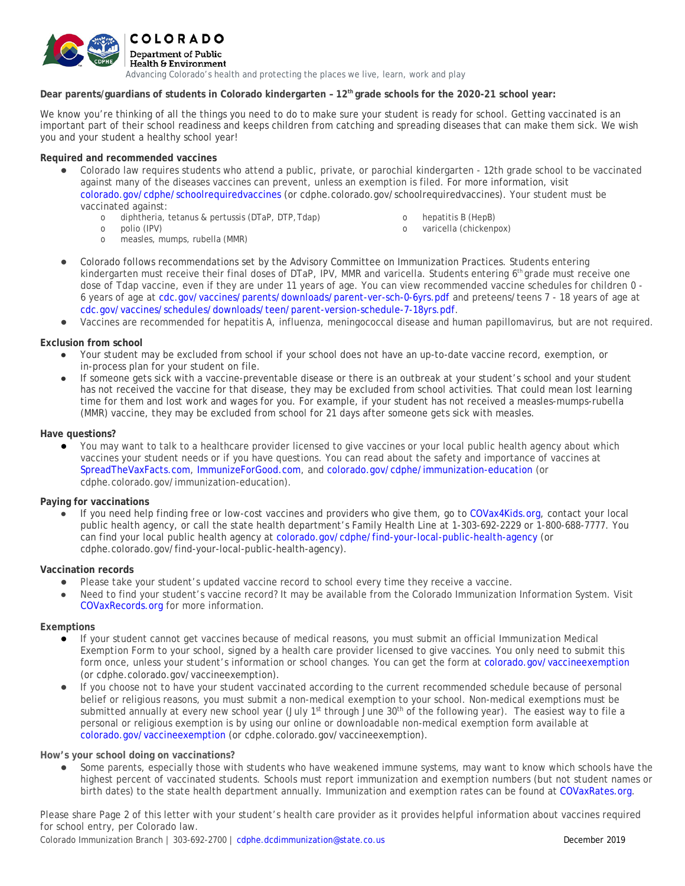COLORADO
Department of Public Health & Environment

Advancing Colorado's health and protecting the places we live, learn, work and play

**Dear parents/guardians of students in Colorado kindergarten – 12th grade schools for the 2020-21 school year:**

We know you're thinking of all the things you need to do to make sure your student is ready for school. Getting vaccinated is an important part of their school readiness and keeps children from catching and spreading diseases that can make them sick. We wish you and your student a healthy school year!

**Required and recommended vaccines**

- Colorado law requires students who attend a public, private, or parochial kindergarten - 12th grade school to be vaccinated against many of the diseases vaccines can prevent, unless an exemption is filed. For more information, visit colorado.gov/cdphe/schoolrequiredvaccines (or cdphe.colorado.gov/schoolrequiredvaccines). Your student must be vaccinated against:
  - diphtheria, tetanus & pertussis (DTaP, DTP, Tdap)
  - polio (IPV)
  - measles, mumps, rubella (MMR)
  - hepatitis B (HepB)
  - varicella (chickenpox)
- Colorado follows recommendations set by the Advisory Committee on Immunization Practices. Students entering kindergarten must receive their final doses of DTaP, IPV, MMR and varicella. Students entering 6th grade must receive one dose of Tdap vaccine, even if they are under 11 years of age. You can view recommended vaccine schedules for children 0 - 6 years of age at cdc.gov/vaccines/parents/downloads/parent-ver-sch-0-6yrs.pdf and preteens/teens 7 - 18 years of age at cdc.gov/vaccines/schedules/downloads/teen/parent-version-schedule-7-18yrs.pdf.
- Vaccines are recommended for hepatitis A, influenza, meningococcal disease and human papillomavirus, but are not required.

**Exclusion from school**

- Your student may be excluded from school if your school does not have an up-to-date vaccine record, exemption, or in-process plan for your student on file.
- If someone gets sick with a vaccine-preventable disease or there is an outbreak at your student's school and your student has not received the vaccine for that disease, they may be excluded from school activities. That could mean lost learning time for them and lost work and wages for you. For example, if your student has not received a measles-mumps-rubella (MMR) vaccine, they may be excluded from school for 21 days after someone gets sick with measles.

**Have questions?**

- You may want to talk to a healthcare provider licensed to give vaccines or your local public health agency about which vaccines your student needs or if you have questions. You can read about the safety and importance of vaccines at SpreadTheVaxFacts.com, ImmunizeForGood.com, and colorado.gov/cdphe/immunization-education (or cdphe.colorado.gov/immunization-education).

**Paying for vaccinations**

- If you need help finding free or low-cost vaccines and providers who give them, go to COVax4Kids.org, contact your local public health agency, or call the state health department's Family Health Line at 1-303-692-2229 or 1-800-688-7777. You can find your local public health agency at colorado.gov/cdphe/find-your-local-public-health-agency (or cdphe.colorado.gov/find-your-local-public-health-agency).

**Vaccination records**

- Please take your student's updated vaccine record to school every time they receive a vaccine.
- Need to find your student's vaccine record? It may be available from the Colorado Immunization Information System. Visit COVaxRecords.org for more information.

**Exemptions**

- If your student cannot get vaccines because of medical reasons, you must submit an official Immunization Medical Exemption Form to your school, signed by a health care provider licensed to give vaccines. You only need to submit this form once, unless your student's information or school changes. You can get the form at colorado.gov/vaccineexemption (or cdphe.colorado.gov/vaccineexemption).
- If you choose not to have your student vaccinated according to the current recommended schedule because of personal belief or religious reasons, you must submit a non-medical exemption to your school. Non-medical exemptions must be submitted annually at every new school year (July 1st through June 30th of the following year). The easiest way to file a personal or religious exemption is by using our online or downloadable non-medical exemption form available at colorado.gov/vaccineexemption (or cdphe.colorado.gov/vaccineexemption).

**How's your school doing on vaccinations?**

- Some parents, especially those with students who have weakened immune systems, may want to know which schools have the highest percent of vaccinated students. Schools must report immunization and exemption numbers (but not student names or birth dates) to the state health department annually. Immunization and exemption rates can be found at COVaxRates.org.

Please share Page 2 of this letter with your student's health care provider as it provides helpful information about vaccines required for school entry, per Colorado law.

Colorado Immunization Branch | 303-692-2700 | cdphe.dcdimmunization@state.co.us    December 2019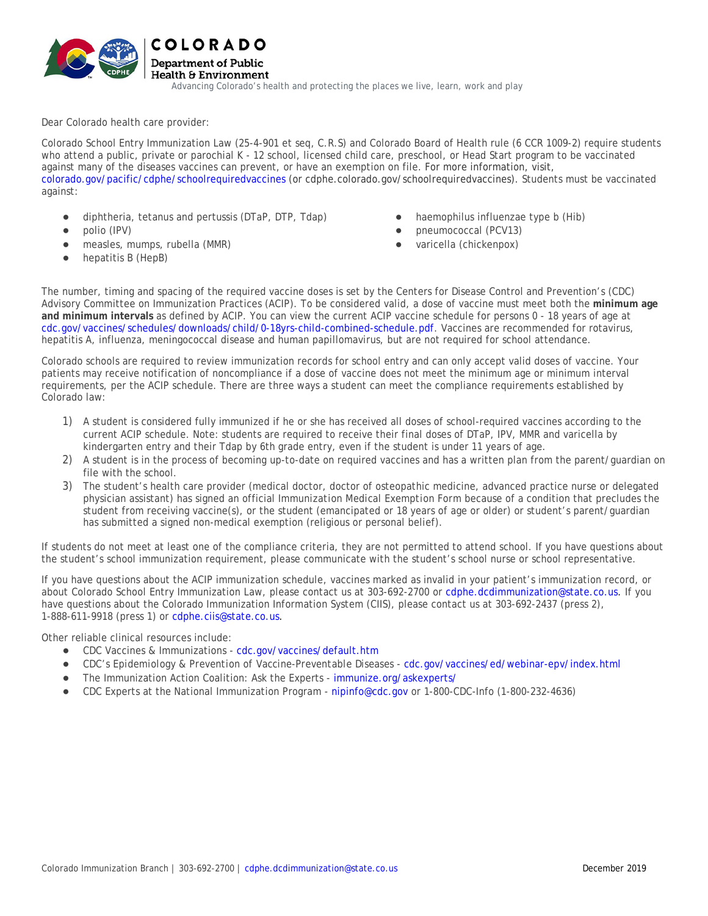**COLORADO**
**Department of Public Health & Environment**

Advancing Colorado's health and protecting the places we live, learn, work and play

Dear Colorado health care provider:

Colorado School Entry Immunization Law (25-4-901 et seq, C.R.S) and Colorado Board of Health rule (6 CCR 1009-2) require students who attend a public, private or parochial K - 12 school, licensed child care, preschool, or Head Start program to be vaccinated against many of the diseases vaccines can prevent, or have an exemption on file. For more information, visit, colorado.gov/pacific/cdphe/schoolrequiredvaccines (or cdphe.colorado.gov/schoolrequiredvaccines). Students must be vaccinated against:

- diphtheria, tetanus and pertussis (DTaP, DTP, Tdap)
- polio (IPV)
- measles, mumps, rubella (MMR)
- hepatitis B (HepB)
- haemophilus influenzae type b (Hib)
- pneumococcal (PCV13)
- varicella (chickenpox)

The number, timing and spacing of the required vaccine doses is set by the Centers for Disease Control and Prevention's (CDC) Advisory Committee on Immunization Practices (ACIP). To be considered valid, a dose of vaccine must meet both the **minimum age and minimum intervals** as defined by ACIP. You can view the current ACIP vaccine schedule for persons 0 - 18 years of age at cdc.gov/vaccines/schedules/downloads/child/0-18yrs-child-combined-schedule.pdf. Vaccines are recommended for rotavirus, hepatitis A, influenza, meningococcal disease and human papillomavirus, but are not required for school attendance.

Colorado schools are required to review immunization records for school entry and can only accept valid doses of vaccine. Your patients may receive notification of noncompliance if a dose of vaccine does not meet the minimum age or minimum interval requirements, per the ACIP schedule. There are three ways a student can meet the compliance requirements established by Colorado law:

1) A student is considered fully immunized if he or she has received all doses of school-required vaccines according to the current ACIP schedule. Note: students are required to receive their final doses of DTaP, IPV, MMR and varicella by kindergarten entry and their Tdap by 6th grade entry, even if the student is under 11 years of age.
2) A student is in the process of becoming up-to-date on required vaccines and has a written plan from the parent/guardian on file with the school.
3) The student's health care provider (medical doctor, doctor of osteopathic medicine, advanced practice nurse or delegated physician assistant) has signed an official Immunization Medical Exemption Form because of a condition that precludes the student from receiving vaccine(s), or the student (emancipated or 18 years of age or older) or student's parent/guardian has submitted a signed non-medical exemption (religious or personal belief).

If students do not meet at least one of the compliance criteria, they are not permitted to attend school. If you have questions about the student's school immunization requirement, please communicate with the student's school nurse or school representative.

If you have questions about the ACIP immunization schedule, vaccines marked as invalid in your patient's immunization record, or about Colorado School Entry Immunization Law, please contact us at 303-692-2700 or cdphe.dcdimmunization@state.co.us. If you have questions about the Colorado Immunization Information System (CIIS), please contact us at 303-692-2437 (press 2), 1-888-611-9918 (press 1) or cdphe.ciis@state.co.us.

Other reliable clinical resources include:

- CDC Vaccines & Immunizations - cdc.gov/vaccines/default.htm
- CDC's Epidemiology & Prevention of Vaccine-Preventable Diseases - cdc.gov/vaccines/ed/webinar-epv/index.html
- The Immunization Action Coalition: Ask the Experts - immunize.org/askexperts/
- CDC Experts at the National Immunization Program - nipinfo@cdc.gov or 1-800-CDC-Info (1-800-232-4636)

Colorado Immunization Branch | 303-692-2700 | cdphe.dcdimmunization@state.co.us December 2019